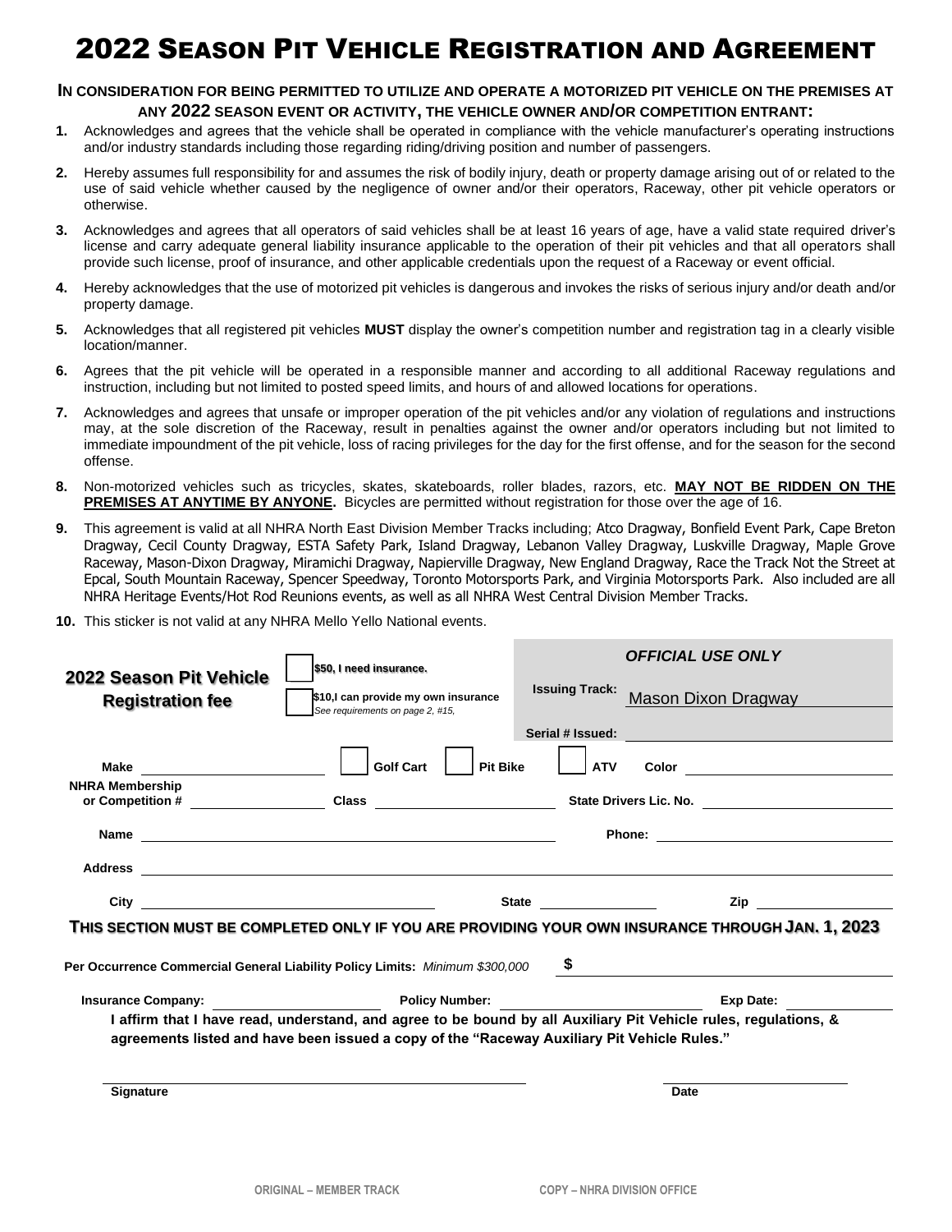# 2022 Season Pit Vehicle Registration and Agreement

**In consideration for being permitted to utilize and operate a motorized pit vehicle on the premises at any 2022 season event or activity, the vehicle owner and/or competition entrant:**

1. Acknowledges and agrees that the vehicle shall be operated in compliance with the vehicle manufacturer's operating instructions and/or industry standards including those regarding riding/driving position and number of passengers.
2. Hereby assumes full responsibility for and assumes the risk of bodily injury, death or property damage arising out of or related to the use of said vehicle whether caused by the negligence of owner and/or their operators, Raceway, other pit vehicle operators or otherwise.
3. Acknowledges and agrees that all operators of said vehicles shall be at least 16 years of age, have a valid state required driver's license and carry adequate general liability insurance applicable to the operation of their pit vehicles and that all operators shall provide such license, proof of insurance, and other applicable credentials upon the request of a Raceway or event official.
4. Hereby acknowledges that the use of motorized pit vehicles is dangerous and invokes the risks of serious injury and/or death and/or property damage.
5. Acknowledges that all registered pit vehicles **MUST** display the owner's competition number and registration tag in a clearly visible location/manner.
6. Agrees that the pit vehicle will be operated in a responsible manner and according to all additional Raceway regulations and instruction, including but not limited to posted speed limits, and hours of and allowed locations for operations.
7. Acknowledges and agrees that unsafe or improper operation of the pit vehicles and/or any violation of regulations and instructions may, at the sole discretion of the Raceway, result in penalties against the owner and/or operators including but not limited to immediate impoundment of the pit vehicle, loss of racing privileges for the day for the first offense, and for the season for the second offense.
8. Non-motorized vehicles such as tricycles, skates, skateboards, roller blades, razors, etc. **MAY NOT BE RIDDEN ON THE PREMISES AT ANYTIME BY ANYONE.** Bicycles are permitted without registration for those over the age of 16.
9. This agreement is valid at all NHRA North East Division Member Tracks including; Atco Dragway, Bonfield Event Park, Cape Breton Dragway, Cecil County Dragway, ESTA Safety Park, Island Dragway, Lebanon Valley Dragway, Luskville Dragway, Maple Grove Raceway, Mason-Dixon Dragway, Miramichi Dragway, Napierville Dragway, New England Dragway, Race the Track Not the Street at Epcal, South Mountain Raceway, Spencer Speedway, Toronto Motorsports Park, and Virginia Motorsports Park. Also included are all NHRA Heritage Events/Hot Rod Reunions events, as well as all NHRA West Central Division Member Tracks.
10. This sticker is not valid at any NHRA Mello Yello National events.

**2022 Season Pit Vehicle Registration fee**

☐ $50, I need insurance.

☐ $10,I can provide my own insurance
*See requirements on page 2, #15,*

***OFFICIAL USE ONLY***

**Issuing Track:** Mason Dixon Dragway

**Serial # Issued:** ____________________

**Make** ____________________ ☐ **Golf Cart** ☐ **Pit Bike** ☐ **ATV** **Color** ____________________

**NHRA Membership or Competition #** ____________________ **Class** ____________________ **State Drivers Lic. No.** ____________________

**Name** ________________________________________ **Phone:** ____________________

**Address** ____________________________________________________________

**City** ____________________ **State** ____________ **Zip** ____________

**This section must be completed only if you are providing your own insurance through Jan. 1, 2023**

**Per Occurrence Commercial General Liability Policy Limits:** *Minimum $300,000* **$** ____________________

**Insurance Company:** ____________________ **Policy Number:** ____________________ **Exp Date:** ____________

**I affirm that I have read, understand, and agree to be bound by all Auxiliary Pit Vehicle rules, regulations, & agreements listed and have been issued a copy of the "Raceway Auxiliary Pit Vehicle Rules."**

________________________________________ ____________________
**Signature** **Date**

ORIGINAL – MEMBER TRACK     COPY – NHRA DIVISION OFFICE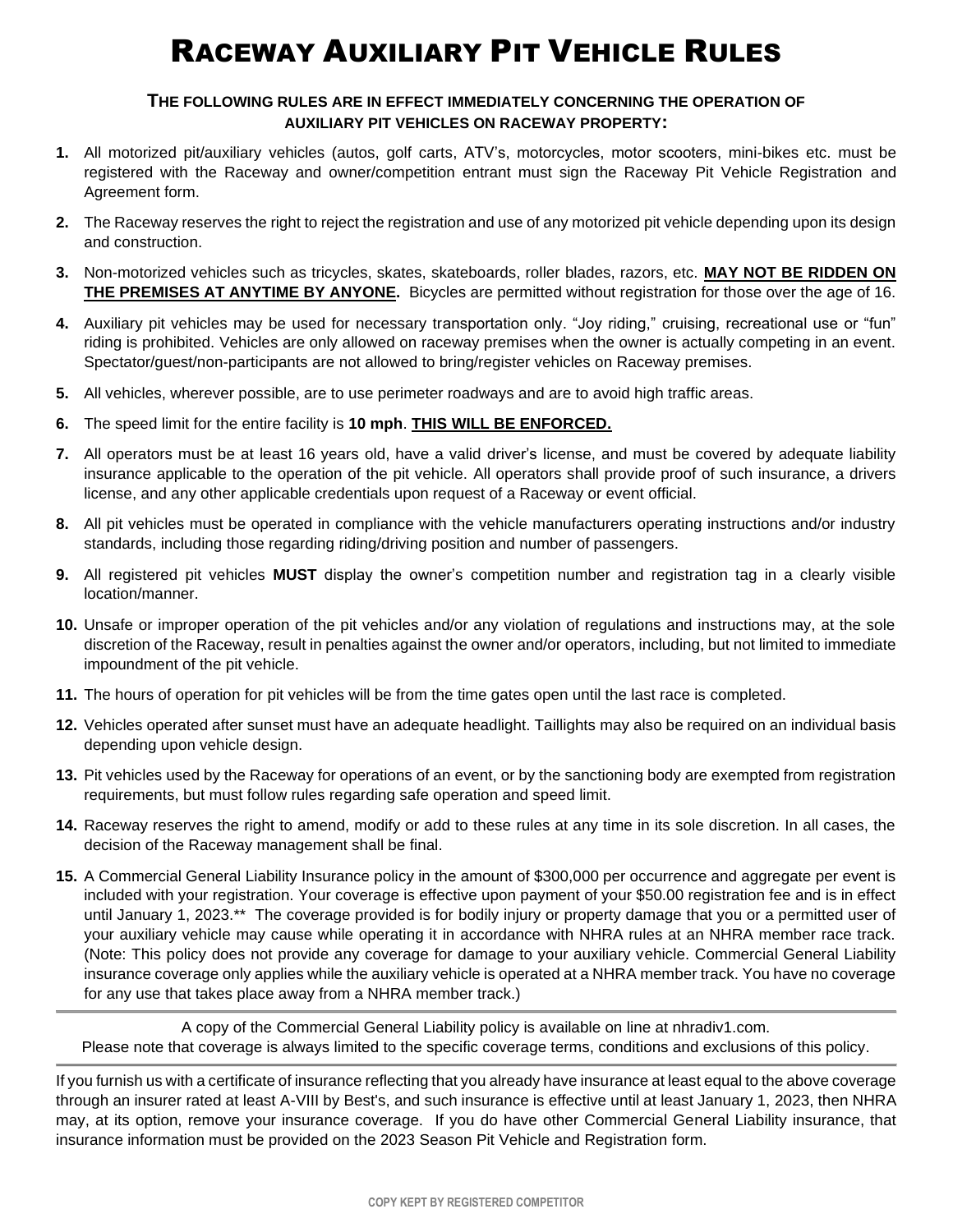# Raceway Auxiliary Pit Vehicle Rules

**THE FOLLOWING RULES ARE IN EFFECT IMMEDIATELY CONCERNING THE OPERATION OF AUXILIARY PIT VEHICLES ON RACEWAY PROPERTY:**

1. All motorized pit/auxiliary vehicles (autos, golf carts, ATV's, motorcycles, motor scooters, mini-bikes etc. must be registered with the Raceway and owner/competition entrant must sign the Raceway Pit Vehicle Registration and Agreement form.
2. The Raceway reserves the right to reject the registration and use of any motorized pit vehicle depending upon its design and construction.
3. Non-motorized vehicles such as tricycles, skates, skateboards, roller blades, razors, etc. **MAY NOT BE RIDDEN ON THE PREMISES AT ANYTIME BY ANYONE.** Bicycles are permitted without registration for those over the age of 16.
4. Auxiliary pit vehicles may be used for necessary transportation only. "Joy riding," cruising, recreational use or "fun" riding is prohibited. Vehicles are only allowed on raceway premises when the owner is actually competing in an event. Spectator/guest/non-participants are not allowed to bring/register vehicles on Raceway premises.
5. All vehicles, wherever possible, are to use perimeter roadways and are to avoid high traffic areas.
6. The speed limit for the entire facility is **10 mph**. **THIS WILL BE ENFORCED.**
7. All operators must be at least 16 years old, have a valid driver's license, and must be covered by adequate liability insurance applicable to the operation of the pit vehicle. All operators shall provide proof of such insurance, a drivers license, and any other applicable credentials upon request of a Raceway or event official.
8. All pit vehicles must be operated in compliance with the vehicle manufacturers operating instructions and/or industry standards, including those regarding riding/driving position and number of passengers.
9. All registered pit vehicles **MUST** display the owner's competition number and registration tag in a clearly visible location/manner.
10. Unsafe or improper operation of the pit vehicles and/or any violation of regulations and instructions may, at the sole discretion of the Raceway, result in penalties against the owner and/or operators, including, but not limited to immediate impoundment of the pit vehicle.
11. The hours of operation for pit vehicles will be from the time gates open until the last race is completed.
12. Vehicles operated after sunset must have an adequate headlight. Taillights may also be required on an individual basis depending upon vehicle design.
13. Pit vehicles used by the Raceway for operations of an event, or by the sanctioning body are exempted from registration requirements, but must follow rules regarding safe operation and speed limit.
14. Raceway reserves the right to amend, modify or add to these rules at any time in its sole discretion. In all cases, the decision of the Raceway management shall be final.
15. A Commercial General Liability Insurance policy in the amount of $300,000 per occurrence and aggregate per event is included with your registration. Your coverage is effective upon payment of your $50.00 registration fee and is in effect until January 1, 2023.** The coverage provided is for bodily injury or property damage that you or a permitted user of your auxiliary vehicle may cause while operating it in accordance with NHRA rules at an NHRA member race track. (Note: This policy does not provide any coverage for damage to your auxiliary vehicle. Commercial General Liability insurance coverage only applies while the auxiliary vehicle is operated at a NHRA member track. You have no coverage for any use that takes place away from a NHRA member track.)

---

A copy of the Commercial General Liability policy is available on line at nhradiv1.com.
Please note that coverage is always limited to the specific coverage terms, conditions and exclusions of this policy.

---

If you furnish us with a certificate of insurance reflecting that you already have insurance at least equal to the above coverage through an insurer rated at least A-VIII by Best's, and such insurance is effective until at least January 1, 2023, then NHRA may, at its option, remove your insurance coverage. If you do have other Commercial General Liability insurance, that insurance information must be provided on the 2023 Season Pit Vehicle and Registration form.

COPY KEPT BY REGISTERED COMPETITOR